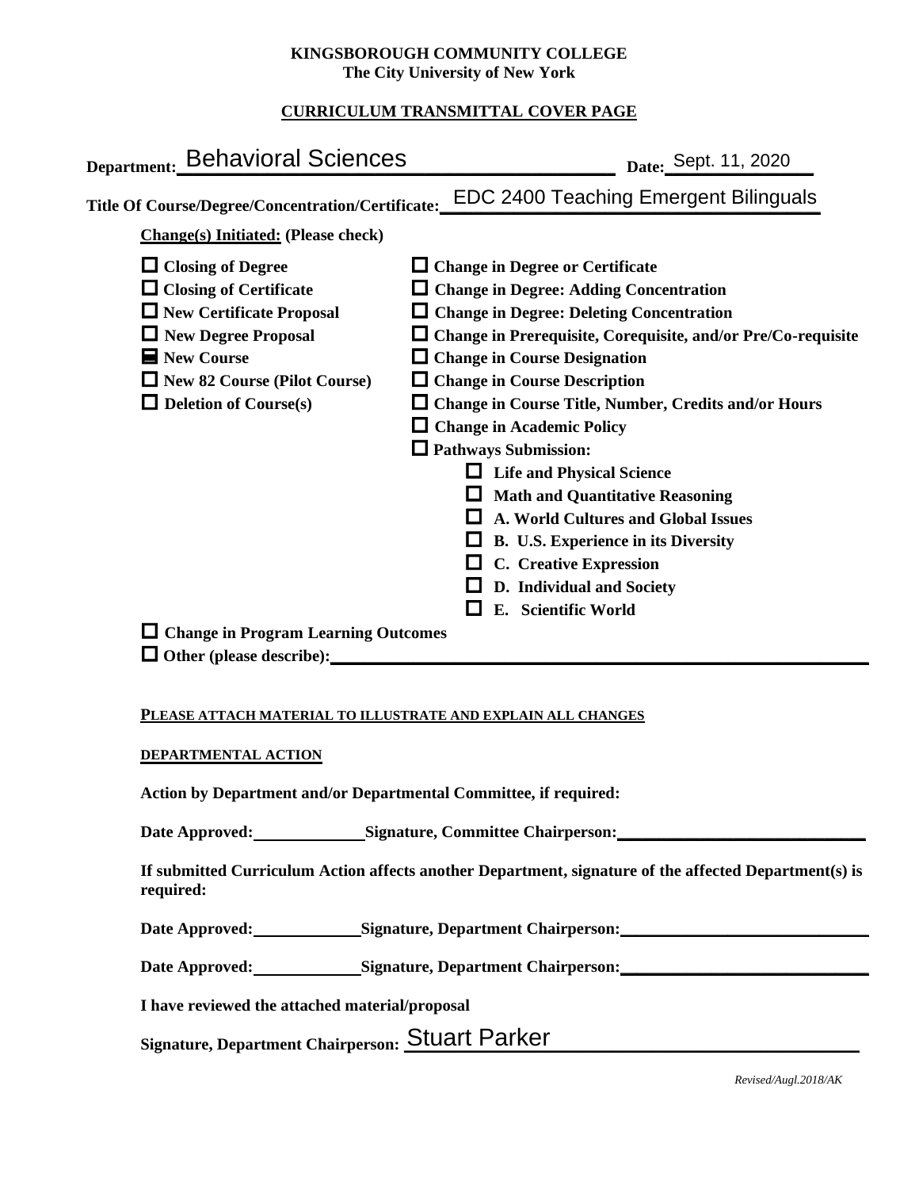**KINGSBOROUGH COMMUNITY COLLEGE**
**The City University of New York**

**CURRICULUM TRANSMITTAL COVER PAGE**

**Department:** Behavioral Sciences **Date:** Sept. 11, 2020

**Title Of Course/Degree/Concentration/Certificate:** EDC 2400 Teaching Emergent Bilinguals

**Change(s) Initiated: (Please check)**

- ☐ **Closing of Degree**
- ☐ **Closing of Certificate**
- ☐ **New Certificate Proposal**
- ☐ **New Degree Proposal**
- ☒ **New Course**
- ☐ **New 82 Course (Pilot Course)**
- ☐ **Deletion of Course(s)**
- ☐ **Change in Degree or Certificate**
- ☐ **Change in Degree: Adding Concentration**
- ☐ **Change in Degree: Deleting Concentration**
- ☐ **Change in Prerequisite, Corequisite, and/or Pre/Co-requisite**
- ☐ **Change in Course Designation**
- ☐ **Change in Course Description**
- ☐ **Change in Course Title, Number, Credits and/or Hours**
- ☐ **Change in Academic Policy**
- ☐ **Pathways Submission:**
  - ☐ **Life and Physical Science**
  - ☐ **Math and Quantitative Reasoning**
  - ☐ **A. World Cultures and Global Issues**
  - ☐ **B. U.S. Experience in its Diversity**
  - ☐ **C. Creative Expression**
  - ☐ **D. Individual and Society**
  - ☐ **E. Scientific World**
- ☐ **Change in Program Learning Outcomes**
- ☐ **Other (please describe):** \_\_\_\_\_\_\_\_\_\_\_\_\_\_\_\_\_\_\_\_

**PLEASE ATTACH MATERIAL TO ILLUSTRATE AND EXPLAIN ALL CHANGES**

**DEPARTMENTAL ACTION**

**Action by Department and/or Departmental Committee, if required:**

**Date Approved:** \_\_\_\_\_\_\_\_\_\_ **Signature, Committee Chairperson:** \_\_\_\_\_\_\_\_\_\_\_\_\_\_\_\_\_\_\_\_

**If submitted Curriculum Action affects another Department, signature of the affected Department(s) is required:**

**Date Approved:** \_\_\_\_\_\_\_\_\_\_ **Signature, Department Chairperson:** \_\_\_\_\_\_\_\_\_\_\_\_\_\_\_\_\_\_\_\_

**Date Approved:** \_\_\_\_\_\_\_\_\_\_ **Signature, Department Chairperson:** \_\_\_\_\_\_\_\_\_\_\_\_\_\_\_\_\_\_\_\_

**I have reviewed the attached material/proposal**

**Signature, Department Chairperson:** Stuart Parker

*Revised/Augl.2018/AK*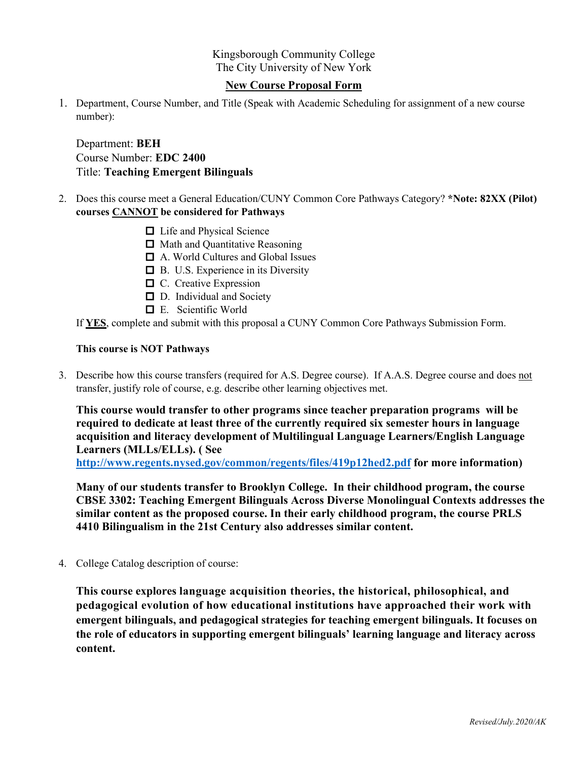Kingsborough Community College
The City University of New York

**New Course Proposal Form**

1. Department, Course Number, and Title (Speak with Academic Scheduling for assignment of a new course number):

   Department: **BEH**
   Course Number: **EDC 2400**
   Title: **Teaching Emergent Bilinguals**

2. Does this course meet a General Education/CUNY Common Core Pathways Category? ***Note: 82XX (Pilot) courses CANNOT be considered for Pathways**

   - ☐ Life and Physical Science
   - ☐ Math and Quantitative Reasoning
   - ☐ A. World Cultures and Global Issues
   - ☐ B. U.S. Experience in its Diversity
   - ☐ C. Creative Expression
   - ☐ D. Individual and Society
   - ☐ E. Scientific World

   If **YES**, complete and submit with this proposal a CUNY Common Core Pathways Submission Form.

   **This course is NOT Pathways**

3. Describe how this course transfers (required for A.S. Degree course). If A.A.S. Degree course and does not transfer, justify role of course, e.g. describe other learning objectives met.

   **This course would transfer to other programs since teacher preparation programs will be required to dedicate at least three of the currently required six semester hours in language acquisition and literacy development of Multilingual Language Learners/English Language Learners (MLLs/ELLs). ( See http://www.regents.nysed.gov/common/regents/files/419p12hed2.pdf for more information)**

   **Many of our students transfer to Brooklyn College. In their childhood program, the course CBSE 3302: Teaching Emergent Bilinguals Across Diverse Monolingual Contexts addresses the similar content as the proposed course. In their early childhood program, the course PRLS 4410 Bilingualism in the 21st Century also addresses similar content.**

4. College Catalog description of course:

   **This course explores language acquisition theories, the historical, philosophical, and pedagogical evolution of how educational institutions have approached their work with emergent bilinguals, and pedagogical strategies for teaching emergent bilinguals. It focuses on the role of educators in supporting emergent bilinguals' learning language and literacy across content.**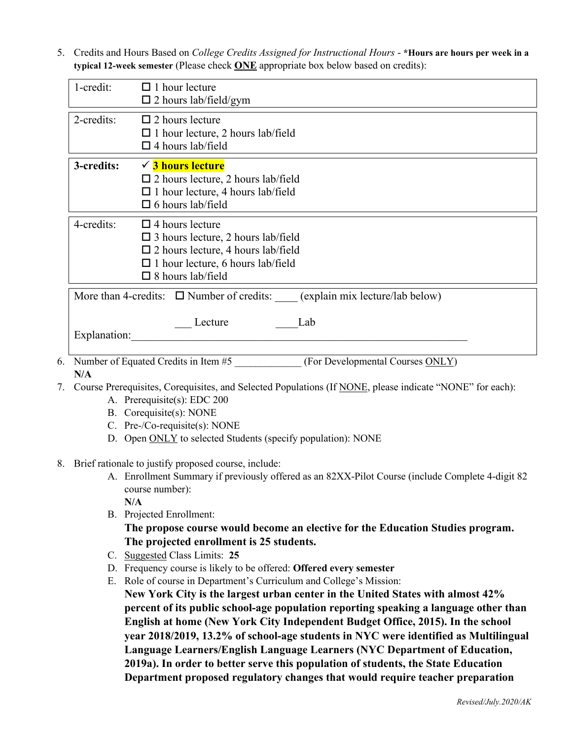5. Credits and Hours Based on *College Credits Assigned for Instructional Hours* - ***Hours are hours per week in a typical 12-week semester** (Please check **ONE** appropriate box below based on credits):

| | |
|---|---|
| 1-credit: | ☐ 1 hour lecture<br>☐ 2 hours lab/field/gym |
| 2-credits: | ☐ 2 hours lecture<br>☐ 1 hour lecture, 2 hours lab/field<br>☐ 4 hours lab/field |
| **3-credits:** | ✓ **3 hours lecture**<br>☐ 2 hours lecture, 2 hours lab/field<br>☐ 1 hour lecture, 4 hours lab/field<br>☐ 6 hours lab/field |
| 4-credits: | ☐ 4 hours lecture<br>☐ 3 hours lecture, 2 hours lab/field<br>☐ 2 hours lecture, 4 hours lab/field<br>☐ 1 hour lecture, 6 hours lab/field<br>☐ 8 hours lab/field |
| More than 4-credits: | ☐ Number of credits: ____ (explain mix lecture/lab below)<br>___ Lecture ____Lab<br>Explanation:______________________________ |

6. Number of Equated Credits in Item #5 _____________ (For Developmental Courses ONLY)
   **N/A**

7. Course Prerequisites, Corequisites, and Selected Populations (If NONE, please indicate "NONE" for each):
   A. Prerequisite(s): EDC 200
   B. Corequisite(s): NONE
   C. Pre-/Co-requisite(s): NONE
   D. Open ONLY to selected Students (specify population): NONE

8. Brief rationale to justify proposed course, include:
   A. Enrollment Summary if previously offered as an 82XX-Pilot Course (include Complete 4-digit 82 course number):
      **N/A**
   B. Projected Enrollment:
      **The propose course would become an elective for the Education Studies program. The projected enrollment is 25 students.**
   C. Suggested Class Limits: **25**
   D. Frequency course is likely to be offered: **Offered every semester**
   E. Role of course in Department's Curriculum and College's Mission:
      **New York City is the largest urban center in the United States with almost 42% percent of its public school-age population reporting speaking a language other than English at home (New York City Independent Budget Office, 2015). In the school year 2018/2019, 13.2% of school-age students in NYC were identified as Multilingual Language Learners/English Language Learners (NYC Department of Education, 2019a). In order to better serve this population of students, the State Education Department proposed regulatory changes that would require teacher preparation**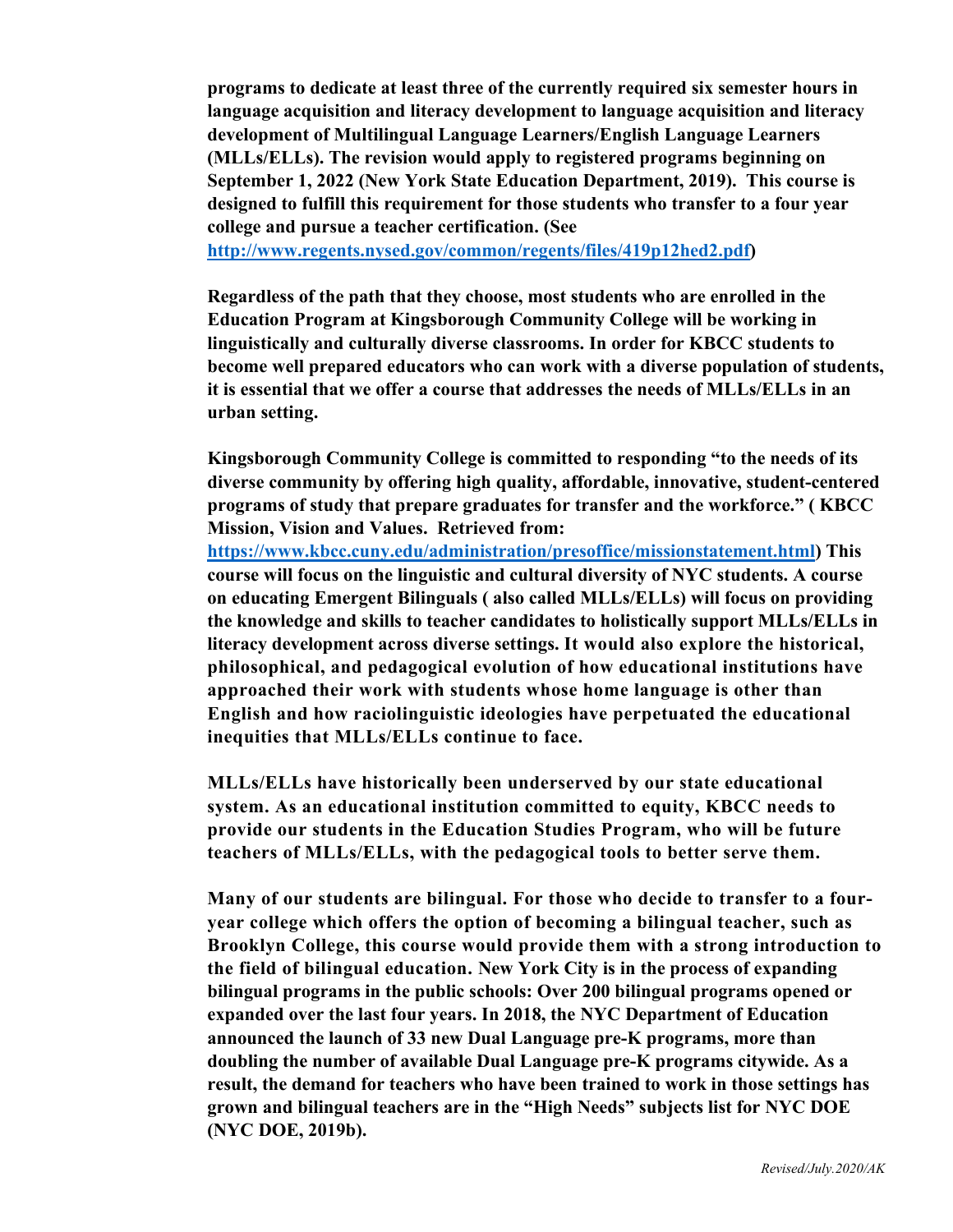**programs to dedicate at least three of the currently required six semester hours in language acquisition and literacy development to language acquisition and literacy development of Multilingual Language Learners/English Language Learners (MLLs/ELLs). The revision would apply to registered programs beginning on September 1, 2022 (New York State Education Department, 2019). This course is designed to fulfill this requirement for those students who transfer to a four year college and pursue a teacher certification. (See [http://www.regents.nysed.gov/common/regents/files/419p12hed2.pdf](http://www.regents.nysed.gov/common/regents/files/419p12hed2.pdf))**

**Regardless of the path that they choose, most students who are enrolled in the Education Program at Kingsborough Community College will be working in linguistically and culturally diverse classrooms. In order for KBCC students to become well prepared educators who can work with a diverse population of students, it is essential that we offer a course that addresses the needs of MLLs/ELLs in an urban setting.**

**Kingsborough Community College is committed to responding "to the needs of its diverse community by offering high quality, affordable, innovative, student-centered programs of study that prepare graduates for transfer and the workforce." ( KBCC Mission, Vision and Values. Retrieved from: [https://www.kbcc.cuny.edu/administration/presoffice/missionstatement.html](https://www.kbcc.cuny.edu/administration/presoffice/missionstatement.html)) This course will focus on the linguistic and cultural diversity of NYC students. A course on educating Emergent Bilinguals ( also called MLLs/ELLs) will focus on providing the knowledge and skills to teacher candidates to holistically support MLLs/ELLs in literacy development across diverse settings. It would also explore the historical, philosophical, and pedagogical evolution of how educational institutions have approached their work with students whose home language is other than English and how raciolinguistic ideologies have perpetuated the educational inequities that MLLs/ELLs continue to face.**

**MLLs/ELLs have historically been underserved by our state educational system. As an educational institution committed to equity, KBCC needs to provide our students in the Education Studies Program, who will be future teachers of MLLs/ELLs, with the pedagogical tools to better serve them.**

**Many of our students are bilingual. For those who decide to transfer to a four-year college which offers the option of becoming a bilingual teacher, such as Brooklyn College, this course would provide them with a strong introduction to the field of bilingual education. New York City is in the process of expanding bilingual programs in the public schools: Over 200 bilingual programs opened or expanded over the last four years. In 2018, the NYC Department of Education announced the launch of 33 new Dual Language pre-K programs, more than doubling the number of available Dual Language pre-K programs citywide. As a result, the demand for teachers who have been trained to work in those settings has grown and bilingual teachers are in the "High Needs" subjects list for NYC DOE (NYC DOE, 2019b).**

*Revised/July.2020/AK*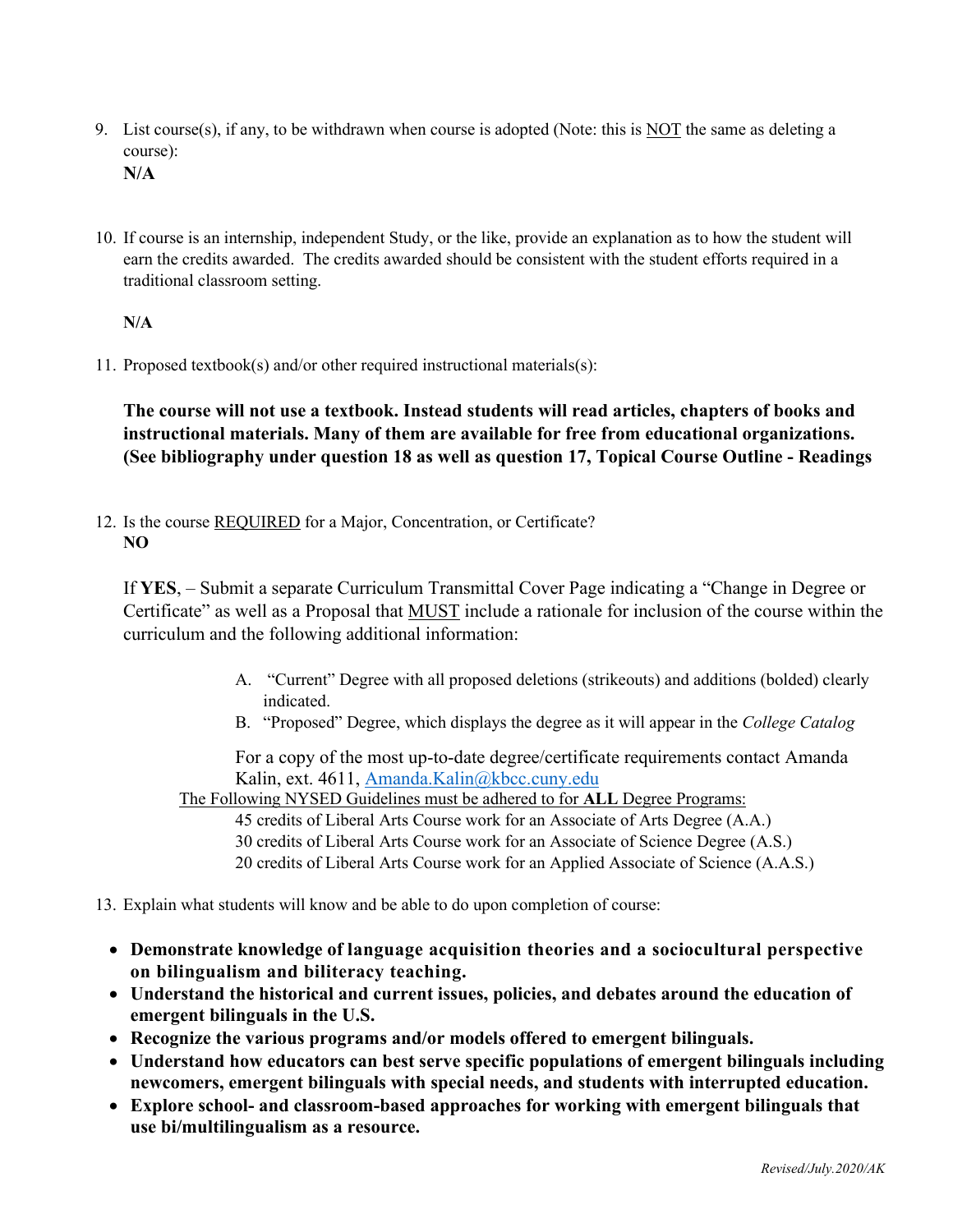9. List course(s), if any, to be withdrawn when course is adopted (Note: this is NOT the same as deleting a course):
   **N/A**

10. If course is an internship, independent Study, or the like, provide an explanation as to how the student will earn the credits awarded. The credits awarded should be consistent with the student efforts required in a traditional classroom setting.

    **N/A**

11. Proposed textbook(s) and/or other required instructional materials(s):

    **The course will not use a textbook. Instead students will read articles, chapters of books and instructional materials. Many of them are available for free from educational organizations. (See bibliography under question 18 as well as question 17, Topical Course Outline - Readings**

12. Is the course REQUIRED for a Major, Concentration, or Certificate?
    **NO**

    If **YES**, – Submit a separate Curriculum Transmittal Cover Page indicating a "Change in Degree or Certificate" as well as a Proposal that MUST include a rationale for inclusion of the course within the curriculum and the following additional information:

    A. "Current" Degree with all proposed deletions (strikeouts) and additions (bolded) clearly indicated.
    B. "Proposed" Degree, which displays the degree as it will appear in the *College Catalog*

    For a copy of the most up-to-date degree/certificate requirements contact Amanda Kalin, ext. 4611, Amanda.Kalin@kbcc.cuny.edu

    The Following NYSED Guidelines must be adhered to for **ALL** Degree Programs:
    45 credits of Liberal Arts Course work for an Associate of Arts Degree (A.A.)
    30 credits of Liberal Arts Course work for an Associate of Science Degree (A.S.)
    20 credits of Liberal Arts Course work for an Applied Associate of Science (A.A.S.)

13. Explain what students will know and be able to do upon completion of course:

- **Demonstrate knowledge of language acquisition theories and a sociocultural perspective on bilingualism and biliteracy teaching.**
- **Understand the historical and current issues, policies, and debates around the education of emergent bilinguals in the U.S.**
- **Recognize the various programs and/or models offered to emergent bilinguals.**
- **Understand how educators can best serve specific populations of emergent bilinguals including newcomers, emergent bilinguals with special needs, and students with interrupted education.**
- **Explore school- and classroom-based approaches for working with emergent bilinguals that use bi/multilingualism as a resource.**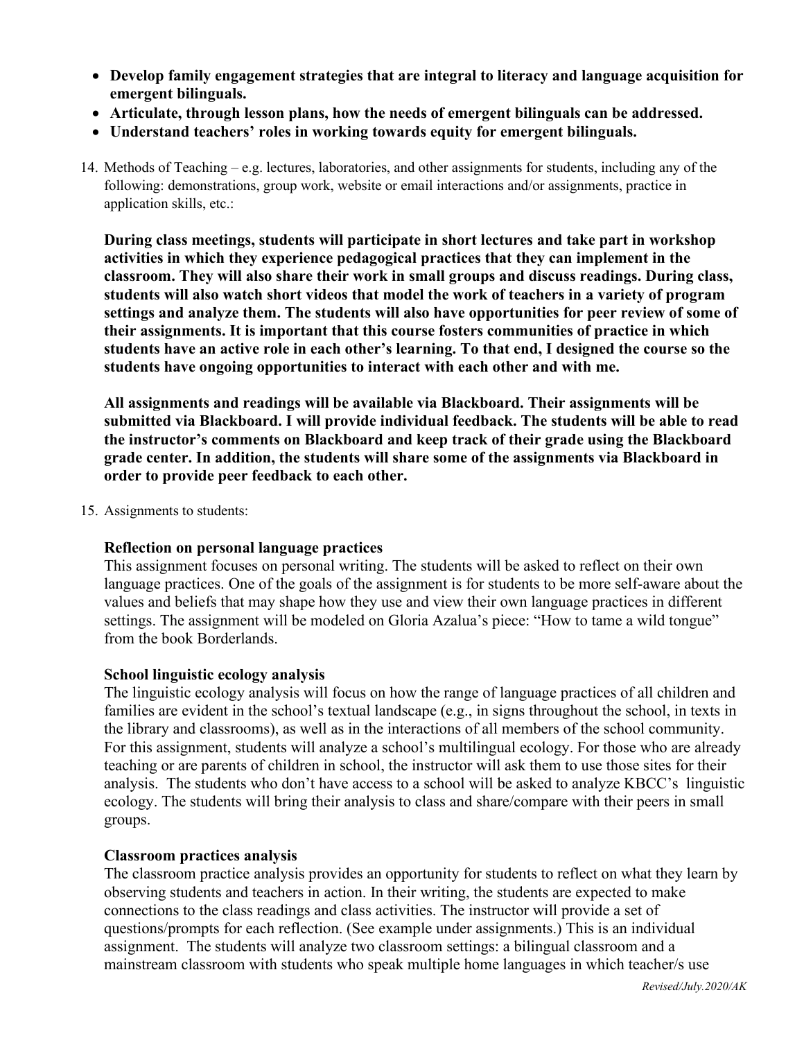- **Develop family engagement strategies that are integral to literacy and language acquisition for emergent bilinguals.**
- **Articulate, through lesson plans, how the needs of emergent bilinguals can be addressed.**
- **Understand teachers' roles in working towards equity for emergent bilinguals.**

14. Methods of Teaching – e.g. lectures, laboratories, and other assignments for students, including any of the following: demonstrations, group work, website or email interactions and/or assignments, practice in application skills, etc.:

    **During class meetings, students will participate in short lectures and take part in workshop activities in which they experience pedagogical practices that they can implement in the classroom. They will also share their work in small groups and discuss readings. During class, students will also watch short videos that model the work of teachers in a variety of program settings and analyze them. The students will also have opportunities for peer review of some of their assignments. It is important that this course fosters communities of practice in which students have an active role in each other's learning. To that end, I designed the course so the students have ongoing opportunities to interact with each other and with me.**

    **All assignments and readings will be available via Blackboard. Their assignments will be submitted via Blackboard. I will provide individual feedback. The students will be able to read the instructor's comments on Blackboard and keep track of their grade using the Blackboard grade center. In addition, the students will share some of the assignments via Blackboard in order to provide peer feedback to each other.**

15. Assignments to students:

    **Reflection on personal language practices**
    This assignment focuses on personal writing. The students will be asked to reflect on their own language practices. One of the goals of the assignment is for students to be more self-aware about the values and beliefs that may shape how they use and view their own language practices in different settings. The assignment will be modeled on Gloria Azalua's piece: "How to tame a wild tongue" from the book Borderlands.

    **School linguistic ecology analysis**
    The linguistic ecology analysis will focus on how the range of language practices of all children and families are evident in the school's textual landscape (e.g., in signs throughout the school, in texts in the library and classrooms), as well as in the interactions of all members of the school community. For this assignment, students will analyze a school's multilingual ecology. For those who are already teaching or are parents of children in school, the instructor will ask them to use those sites for their analysis. The students who don't have access to a school will be asked to analyze KBCC's linguistic ecology. The students will bring their analysis to class and share/compare with their peers in small groups.

    **Classroom practices analysis**
    The classroom practice analysis provides an opportunity for students to reflect on what they learn by observing students and teachers in action. In their writing, the students are expected to make connections to the class readings and class activities. The instructor will provide a set of questions/prompts for each reflection. (See example under assignments.) This is an individual assignment. The students will analyze two classroom settings: a bilingual classroom and a mainstream classroom with students who speak multiple home languages in which teacher/s use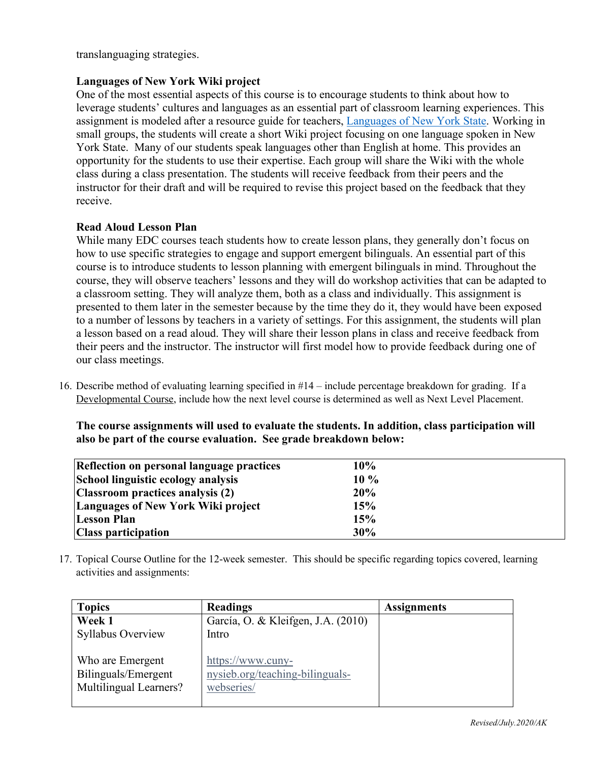translanguaging strategies.

**Languages of New York Wiki project**

One of the most essential aspects of this course is to encourage students to think about how to leverage students' cultures and languages as an essential part of classroom learning experiences. This assignment is modeled after a resource guide for teachers, [Languages of New York State](). Working in small groups, the students will create a short Wiki project focusing on one language spoken in New York State. Many of our students speak languages other than English at home. This provides an opportunity for the students to use their expertise. Each group will share the Wiki with the whole class during a class presentation. The students will receive feedback from their peers and the instructor for their draft and will be required to revise this project based on the feedback that they receive.

**Read Aloud Lesson Plan**

While many EDC courses teach students how to create lesson plans, they generally don't focus on how to use specific strategies to engage and support emergent bilinguals. An essential part of this course is to introduce students to lesson planning with emergent bilinguals in mind. Throughout the course, they will observe teachers' lessons and they will do workshop activities that can be adapted to a classroom setting. They will analyze them, both as a class and individually. This assignment is presented to them later in the semester because by the time they do it, they would have been exposed to a number of lessons by teachers in a variety of settings. For this assignment, the students will plan a lesson based on a read aloud. They will share their lesson plans in class and receive feedback from their peers and the instructor. The instructor will first model how to provide feedback during one of our class meetings.

16. Describe method of evaluating learning specified in #14 – include percentage breakdown for grading. If a Developmental Course, include how the next level course is determined as well as Next Level Placement.

**The course assignments will used to evaluate the students. In addition, class participation will also be part of the course evaluation. See grade breakdown below:**

| | |
|---|---|
| **Reflection on personal language practices** | **10%** |
| **School linguistic ecology analysis** | **10 %** |
| **Classroom practices analysis (2)** | **20%** |
| **Languages of New York Wiki project** | **15%** |
| **Lesson Plan** | **15%** |
| **Class participation** | **30%** |

17. Topical Course Outline for the 12-week semester. This should be specific regarding topics covered, learning activities and assignments:

| **Topics** | **Readings** | **Assignments** |
|---|---|---|
| **Week 1**<br>Syllabus Overview<br><br>Who are Emergent Bilinguals/Emergent Multilingual Learners? | García, O. & Kleifgen, J.A. (2010) Intro<br><br>[https://www.cuny-nysieb.org/teaching-bilinguals-webseries/](https://www.cuny-nysieb.org/teaching-bilinguals-webseries/) | |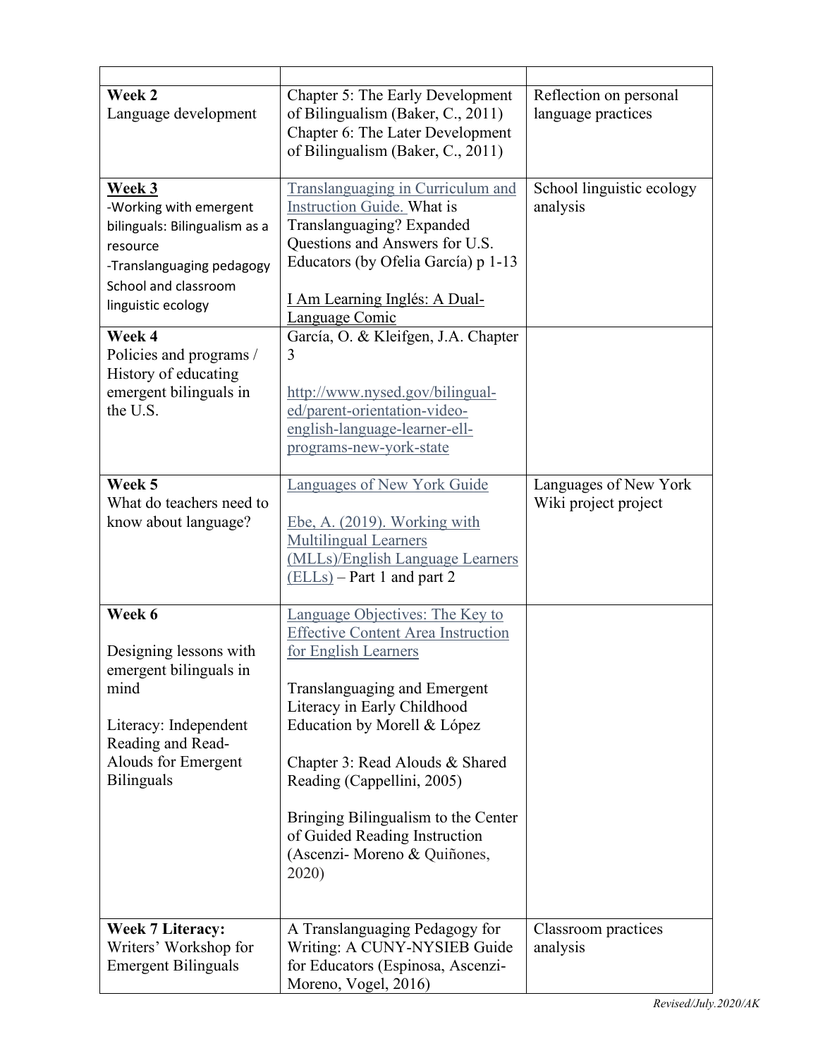| | | |
|---|---|---|
| **Week 2**<br>Language development | Chapter 5: The Early Development of Bilingualism (Baker, C., 2011)<br>Chapter 6: The Later Development of Bilingualism (Baker, C., 2011) | Reflection on personal language practices |
| **Week 3**<br>-Working with emergent bilinguals: Bilingualism as a resource<br>-Translanguaging pedagogy<br>School and classroom linguistic ecology | Translanguaging in Curriculum and Instruction Guide. What is Translanguaging? Expanded Questions and Answers for U.S. Educators (by Ofelia García) p 1-13<br><br>I Am Learning Inglés: A Dual-Language Comic | School linguistic ecology analysis |
| **Week 4**<br>Policies and programs / History of educating emergent bilinguals in the U.S. | García, O. & Kleifgen, J.A. Chapter 3<br><br>http://www.nysed.gov/bilingual-ed/parent-orientation-video-english-language-learner-ell-programs-new-york-state | |
| **Week 5**<br>What do teachers need to know about language? | Languages of New York Guide<br><br>Ebe, A. (2019). Working with Multilingual Learners (MLLs)/English Language Learners (ELLs) – Part 1 and part 2 | Languages of New York Wiki project project |
| **Week 6**<br><br>Designing lessons with emergent bilinguals in mind<br><br>Literacy: Independent Reading and Read-Alouds for Emergent Bilinguals | Language Objectives: The Key to Effective Content Area Instruction for English Learners<br><br>Translanguaging and Emergent Literacy in Early Childhood Education by Morell & López<br><br>Chapter 3: Read Alouds & Shared Reading (Cappellini, 2005)<br><br>Bringing Bilingualism to the Center of Guided Reading Instruction (Ascenzi- Moreno & Quiñones, 2020) | |
| **Week 7 Literacy:**<br>Writers' Workshop for Emergent Bilinguals | A Translanguaging Pedagogy for Writing: A CUNY-NYSIEB Guide for Educators (Espinosa, Ascenzi-Moreno, Vogel, 2016) | Classroom practices analysis |

*Revised/July.2020/AK*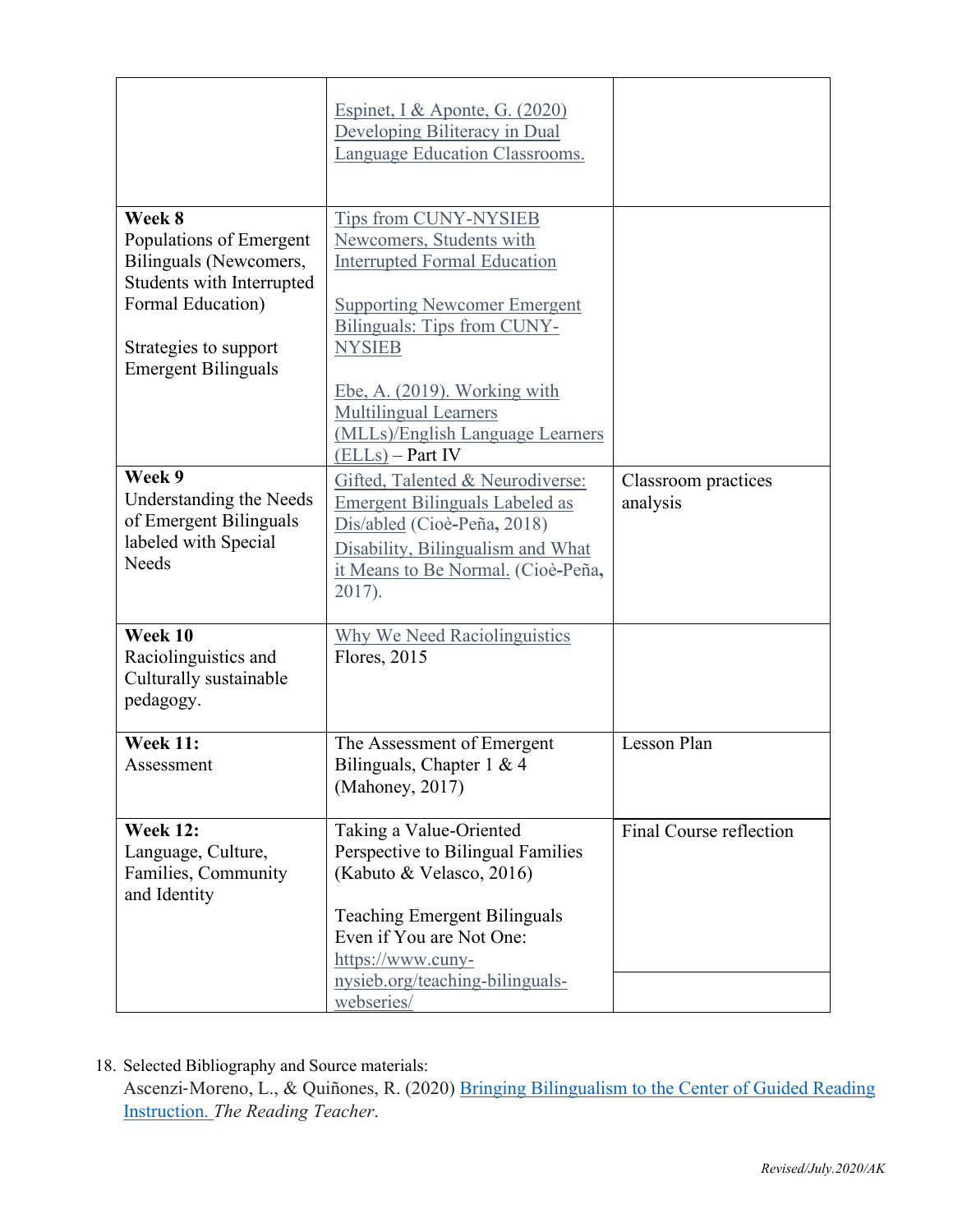| | | |
|---|---|---|
| | Espinet, I & Aponte, G. (2020) Developing Biliteracy in Dual Language Education Classrooms. | |
| **Week 8**<br>Populations of Emergent Bilinguals (Newcomers, Students with Interrupted Formal Education)<br><br>Strategies to support Emergent Bilinguals | Tips from CUNY-NYSIEB Newcomers, Students with Interrupted Formal Education<br><br>Supporting Newcomer Emergent Bilinguals: Tips from CUNY-NYSIEB<br><br>Ebe, A. (2019). Working with Multilingual Learners (MLLs)/English Language Learners (ELLs) – Part IV | |
| **Week 9**<br>Understanding the Needs of Emergent Bilinguals labeled with Special Needs | Gifted, Talented & Neurodiverse: Emergent Bilinguals Labeled as Dis/abled (Cioè-Peña, 2018)<br>Disability, Bilingualism and What it Means to Be Normal. (Cioè-Peña, 2017). | Classroom practices analysis |
| **Week 10**<br>Raciolinguistics and Culturally sustainable pedagogy. | Why We Need Raciolinguistics<br>Flores, 2015 | |
| **Week 11:**<br>Assessment | The Assessment of Emergent Bilinguals, Chapter 1 & 4 (Mahoney, 2017) | Lesson Plan |
| **Week 12:**<br>Language, Culture, Families, Community and Identity | Taking a Value-Oriented Perspective to Bilingual Families (Kabuto & Velasco, 2016)<br><br>Teaching Emergent Bilinguals Even if You are Not One: https://www.cuny-nysieb.org/teaching-bilinguals-webseries/ | Final Course reflection |

18. Selected Bibliography and Source materials:
    Ascenzi-Moreno, L., & Quiñones, R. (2020) Bringing Bilingualism to the Center of Guided Reading Instruction. *The Reading Teacher*.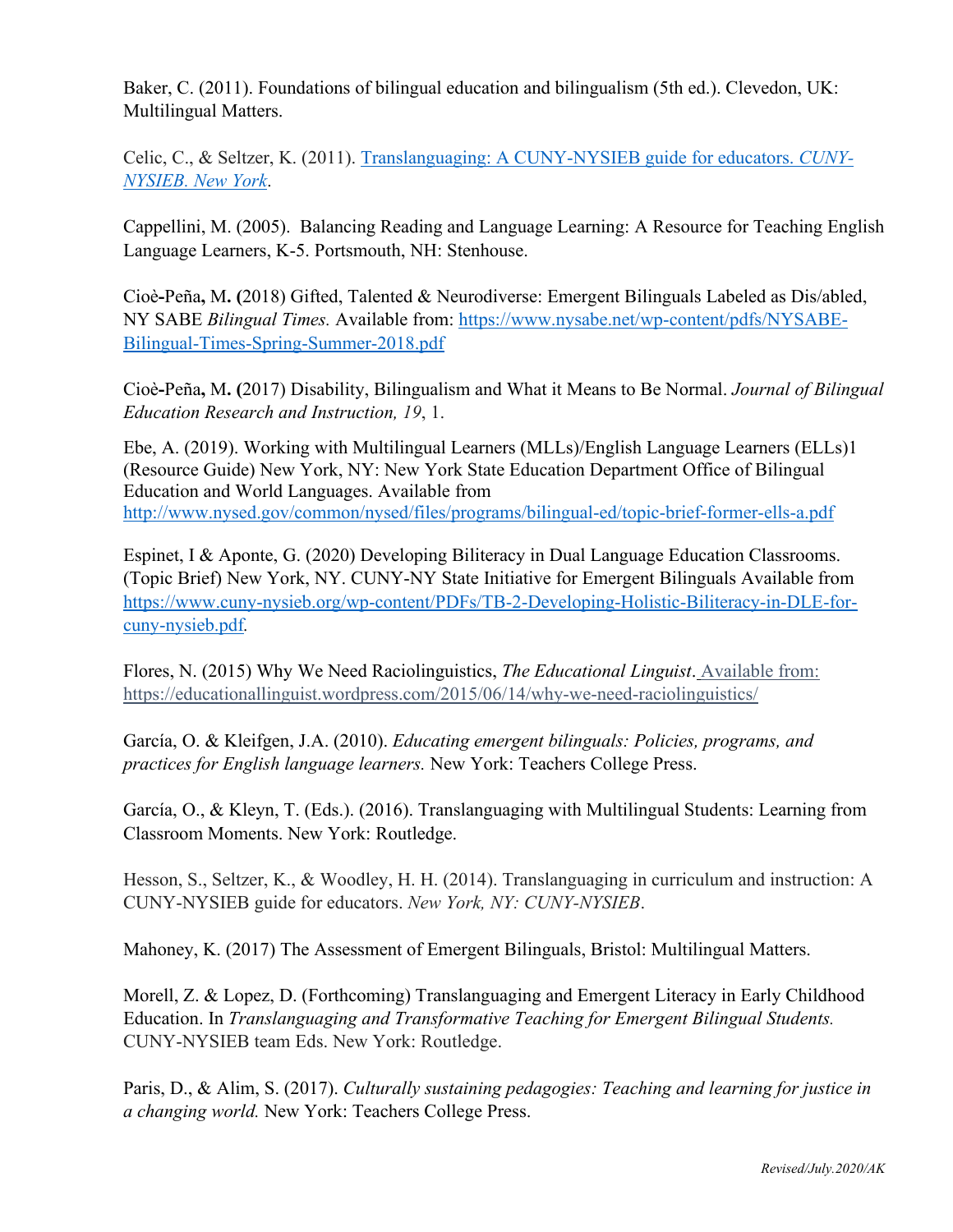Baker, C. (2011). Foundations of bilingual education and bilingualism (5th ed.). Clevedon, UK: Multilingual Matters.

Celic, C., & Seltzer, K. (2011). [Translanguaging: A CUNY-NYSIEB guide for educators. *CUNY-NYSIEB. New York*](). 

Cappellini, M. (2005). Balancing Reading and Language Learning: A Resource for Teaching English Language Learners, K-5. Portsmouth, NH: Stenhouse.

Cioè-Peña, M. (2018) Gifted, Talented & Neurodiverse: Emergent Bilinguals Labeled as Dis/abled, NY SABE *Bilingual Times.* Available from: https://www.nysabe.net/wp-content/pdfs/NYSABE-Bilingual-Times-Spring-Summer-2018.pdf

Cioè-Peña, M. (2017) Disability, Bilingualism and What it Means to Be Normal. *Journal of Bilingual Education Research and Instruction, 19*, 1.

Ebe, A. (2019). Working with Multilingual Learners (MLLs)/English Language Learners (ELLs)1 (Resource Guide) New York, NY: New York State Education Department Office of Bilingual Education and World Languages. Available from http://www.nysed.gov/common/nysed/files/programs/bilingual-ed/topic-brief-former-ells-a.pdf

Espinet, I & Aponte, G. (2020) Developing Biliteracy in Dual Language Education Classrooms. (Topic Brief) New York, NY. CUNY-NY State Initiative for Emergent Bilinguals Available from https://www.cuny-nysieb.org/wp-content/PDFs/TB-2-Developing-Holistic-Biliteracy-in-DLE-for-cuny-nysieb.pdf.

Flores, N. (2015) Why We Need Raciolinguistics, *The Educational Linguist*. Available from: https://educationallinguist.wordpress.com/2015/06/14/why-we-need-raciolinguistics/

García, O. & Kleifgen, J.A. (2010). *Educating emergent bilinguals: Policies, programs, and practices for English language learners.* New York: Teachers College Press.

García, O., & Kleyn, T. (Eds.). (2016). Translanguaging with Multilingual Students: Learning from Classroom Moments. New York: Routledge.

Hesson, S., Seltzer, K., & Woodley, H. H. (2014). Translanguaging in curriculum and instruction: A CUNY-NYSIEB guide for educators. *New York, NY: CUNY-NYSIEB*.

Mahoney, K. (2017) The Assessment of Emergent Bilinguals, Bristol: Multilingual Matters.

Morell, Z. & Lopez, D. (Forthcoming) Translanguaging and Emergent Literacy in Early Childhood Education. In *Translanguaging and Transformative Teaching for Emergent Bilingual Students.* CUNY-NYSIEB team Eds. New York: Routledge.

Paris, D., & Alim, S. (2017). *Culturally sustaining pedagogies: Teaching and learning for justice in a changing world.* New York: Teachers College Press.

*Revised/July.2020/AK*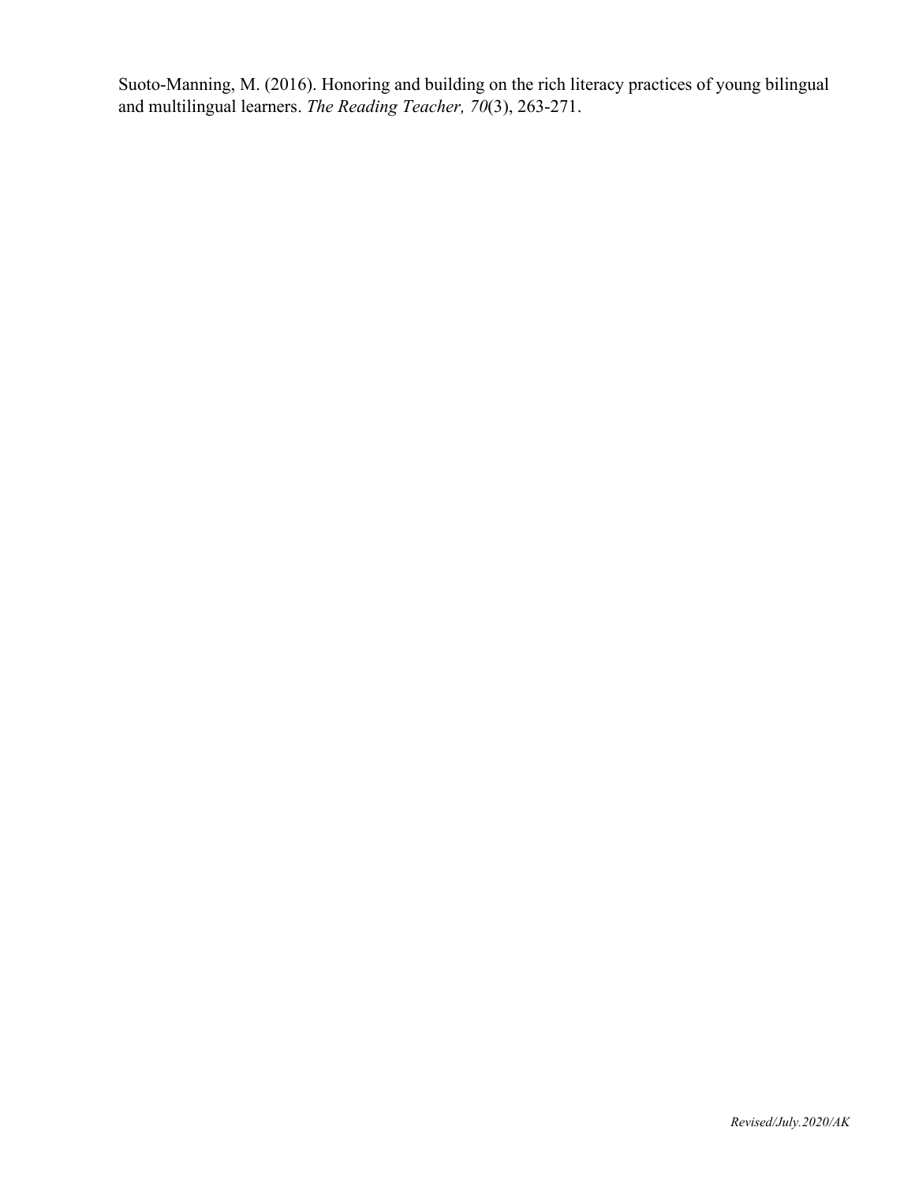Suoto-Manning, M. (2016). Honoring and building on the rich literacy practices of young bilingual and multilingual learners. *The Reading Teacher, 70*(3), 263-271.

*Revised/July.2020/AK*